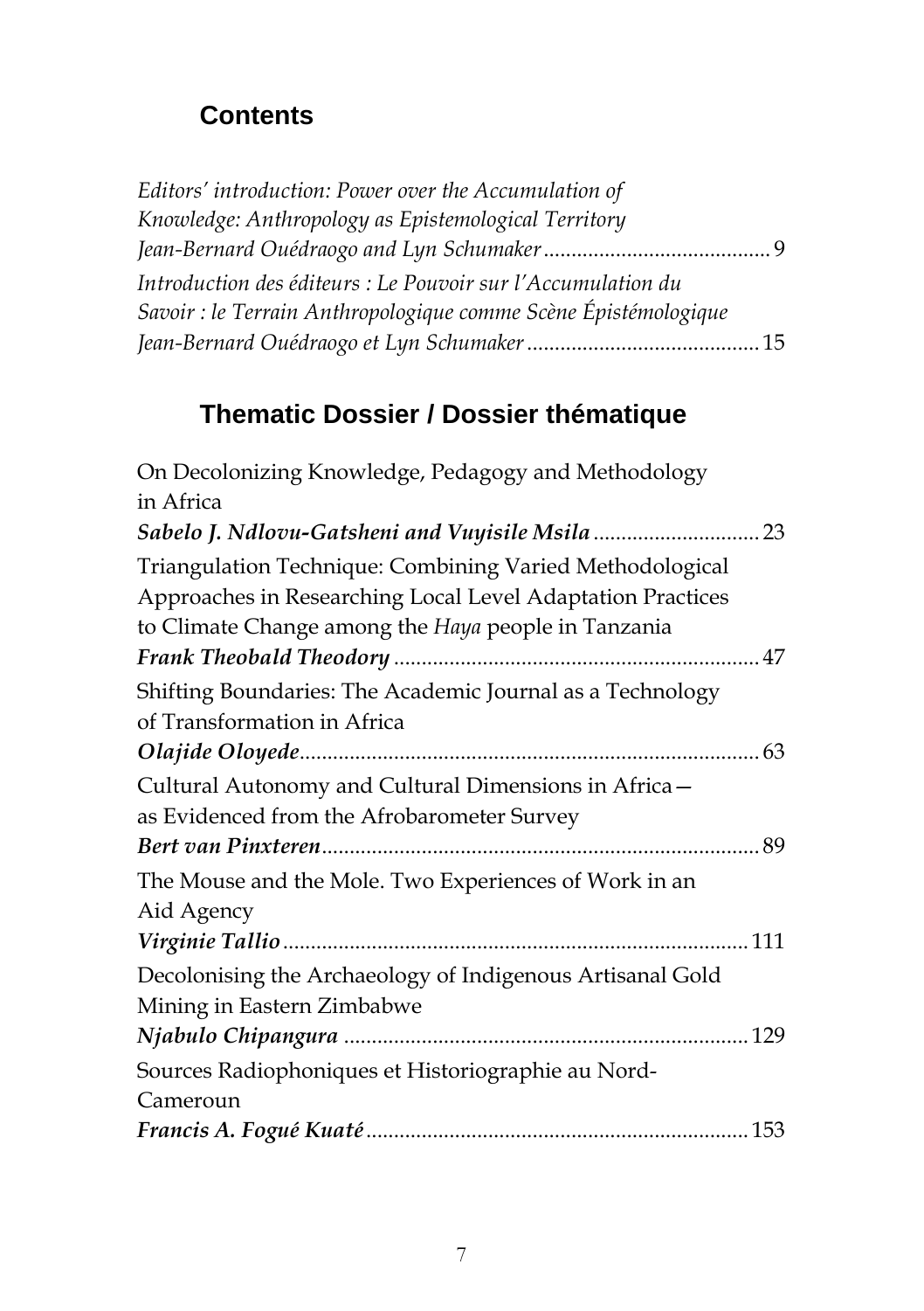## Contents

*Editors' introduction: Power over the Accumulation of Knowledge: Anthropology as Epistemological Territory*
*Jean-Bernard Ouédraogo and Lyn Schumaker* ......................................... 9

*Introduction des éditeurs : Le Pouvoir sur l'Accumulation du Savoir : le Terrain Anthropologique comme Scène Épistémologique*
*Jean-Bernard Ouédraogo et Lyn Schumaker* ......................................... 15

## Thematic Dossier / Dossier thématique

On Decolonizing Knowledge, Pedagogy and Methodology in Africa
***Sabelo J. Ndlovu-Gatsheni and Vuyisile Msila*** ............................. 23

Triangulation Technique: Combining Varied Methodological Approaches in Researching Local Level Adaptation Practices to Climate Change among the *Haya* people in Tanzania
***Frank Theobald Theodory*** ................................................................. 47

Shifting Boundaries: The Academic Journal as a Technology of Transformation in Africa
***Olajide Oloyede***.................................................................................. 63

Cultural Autonomy and Cultural Dimensions in Africa—as Evidenced from the Afrobarometer Survey
***Bert van Pinxteren***.............................................................................. 89

The Mouse and the Mole. Two Experiences of Work in an Aid Agency
***Virginie Tallio***.................................................................................... 111

Decolonising the Archaeology of Indigenous Artisanal Gold Mining in Eastern Zimbabwe
***Njabulo Chipangura*** ......................................................................... 129

Sources Radiophoniques et Historiographie au Nord-Cameroun
***Francis A. Fogué Kuaté***..................................................................... 153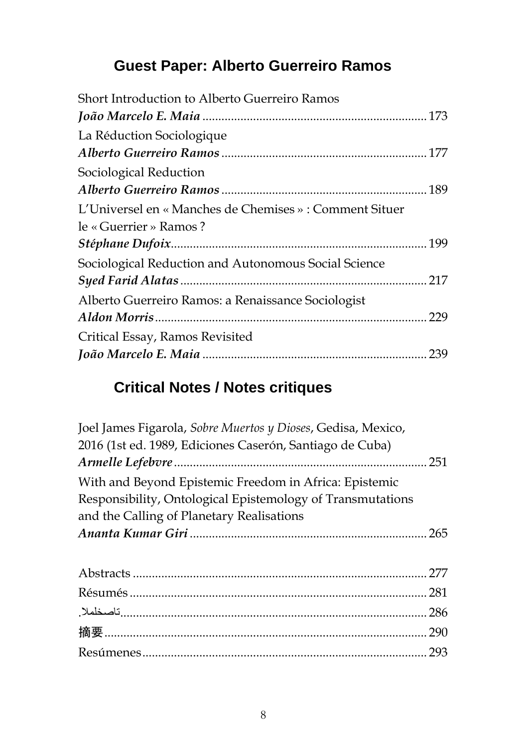## Guest Paper: Alberto Guerreiro Ramos

Short Introduction to Alberto Guerreiro Ramos
***João Marcelo E. Maia*** ...................................................................... 173

La Réduction Sociologique
***Alberto Guerreiro Ramos*** ................................................................ 177

Sociological Reduction
***Alberto Guerreiro Ramos*** ................................................................ 189

L'Universel en « Manches de Chemises » : Comment Situer le « Guerrier » Ramos ?
***Stéphane Dufoix***................................................................................ 199

Sociological Reduction and Autonomous Social Science
***Syed Farid Alatas*** ............................................................................. 217

Alberto Guerreiro Ramos: a Renaissance Sociologist
***Aldon Morris***..................................................................................... 229

Critical Essay, Ramos Revisited
***João Marcelo E. Maia*** ...................................................................... 239

## Critical Notes / Notes critiques

Joel James Figarola, *Sobre Muertos y Dioses*, Gedisa, Mexico, 2016 (1st ed. 1989, Ediciones Caserón, Santiago de Cuba)
***Armelle Lefebvre*** ............................................................................... 251

With and Beyond Epistemic Freedom in Africa: Epistemic Responsibility, Ontological Epistemology of Transmutations and the Calling of Planetary Realisations
***Ananta Kumar Giri*** .......................................................................... 265

Abstracts ............................................................................................ 277
Résumés ............................................................................................. 281
الملخصات............................................................................................... 286
摘要..................................................................................................... 290
Resúmenes......................................................................................... 293